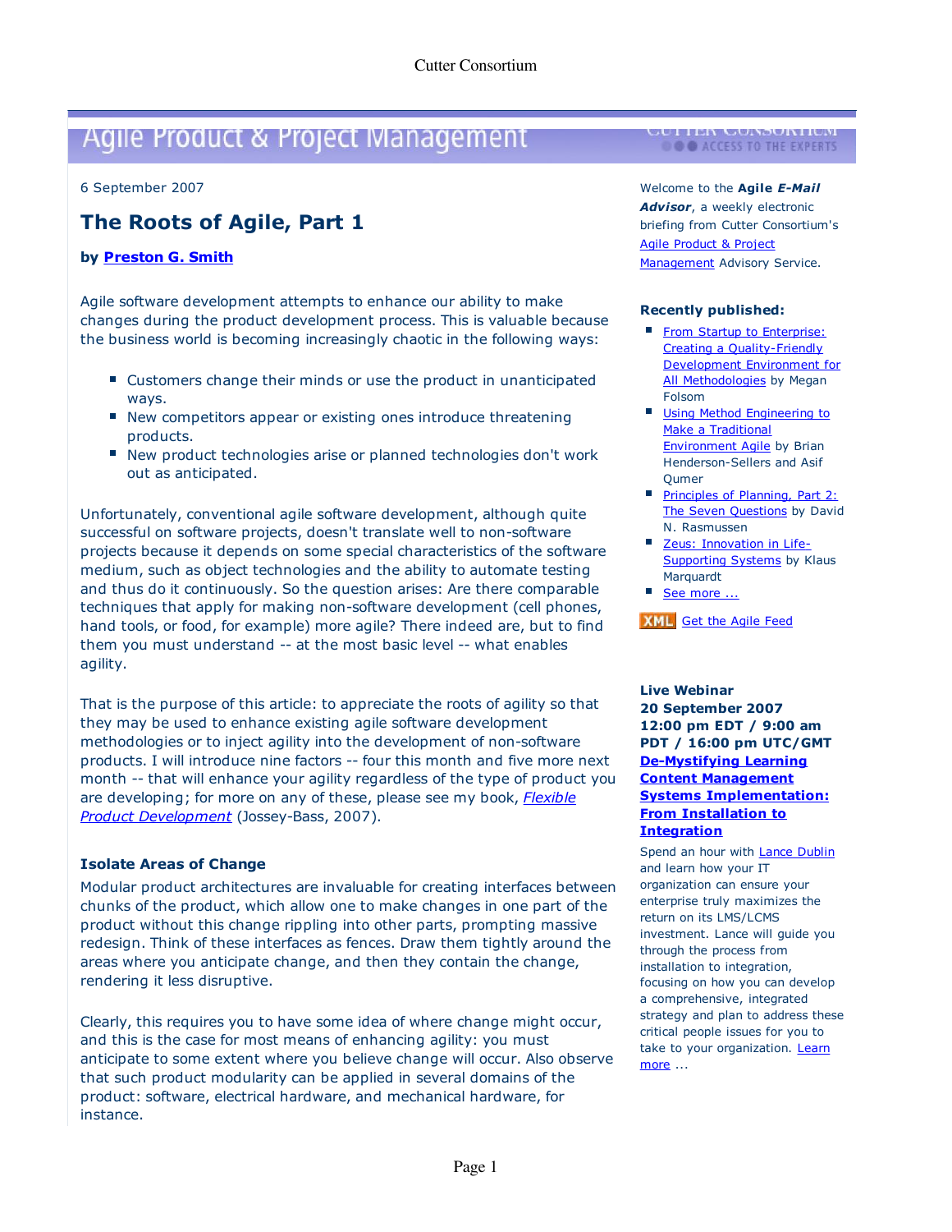Agile Product & Project Management

6 September 2007

# The Roots of Agile, Part 1

**by Preston G. Smith**

Agile software development attempts to enhance our ability to make changes during the product development process. This is valuable because the business world is becoming increasingly chaotic in the following ways:

- Customers change their minds or use the product in unanticipated ways.
- New competitors appear or existing ones introduce threatening products.
- New product technologies arise or planned technologies don't work out as anticipated.

Unfortunately, conventional agile software development, although quite successful on software projects, doesn't translate well to non-software projects because it depends on some special characteristics of the software medium, such as object technologies and the ability to automate testing and thus do it continuously. So the question arises: Are there comparable techniques that apply for making non-software development (cell phones, hand tools, or food, for example) more agile? There indeed are, but to find them you must understand -- at the most basic level -- what enables agility.

That is the purpose of this article: to appreciate the roots of agility so that they may be used to enhance existing agile software development methodologies or to inject agility into the development of non-software products. I will introduce nine factors -- four this month and five more next month -- that will enhance your agility regardless of the type of product you are developing; for more on any of these, please see my book, *Flexible Product Development* (Jossey-Bass, 2007).

### Isolate Areas of Change

Modular product architectures are invaluable for creating interfaces between chunks of the product, which allow one to make changes in one part of the product without this change rippling into other parts, prompting massive redesign. Think of these interfaces as fences. Draw them tightly around the areas where you anticipate change, and then they contain the change, rendering it less disruptive.

Clearly, this requires you to have some idea of where change might occur, and this is the case for most means of enhancing agility: you must anticipate to some extent where you believe change will occur. Also observe that such product modularity can be applied in several domains of the product: software, electrical hardware, and mechanical hardware, for instance.

---

Welcome to the **Agile *E-Mail Advisor***, a weekly electronic briefing from Cutter Consortium's Agile Product & Project Management Advisory Service.

**Recently published:**

- From Startup to Enterprise: Creating a Quality-Friendly Development Environment for All Methodologies by Megan Folsom
- Using Method Engineering to Make a Traditional Environment Agile by Brian Henderson-Sellers and Asif Qumer
- Principles of Planning, Part 2: The Seven Questions by David N. Rasmussen
- Zeus: Innovation in Life-Supporting Systems by Klaus Marquardt
- See more ...

XML Get the Agile Feed

**Live Webinar**
**20 September 2007**
**12:00 pm EDT / 9:00 am PDT / 16:00 pm UTC/GMT**
**De-Mystifying Learning Content Management Systems Implementation: From Installation to Integration**

Spend an hour with Lance Dublin and learn how your IT organization can ensure your enterprise truly maximizes the return on its LMS/LCMS investment. Lance will guide you through the process from installation to integration, focusing on how you can develop a comprehensive, integrated strategy and plan to address these critical people issues for you to take to your organization. Learn more ...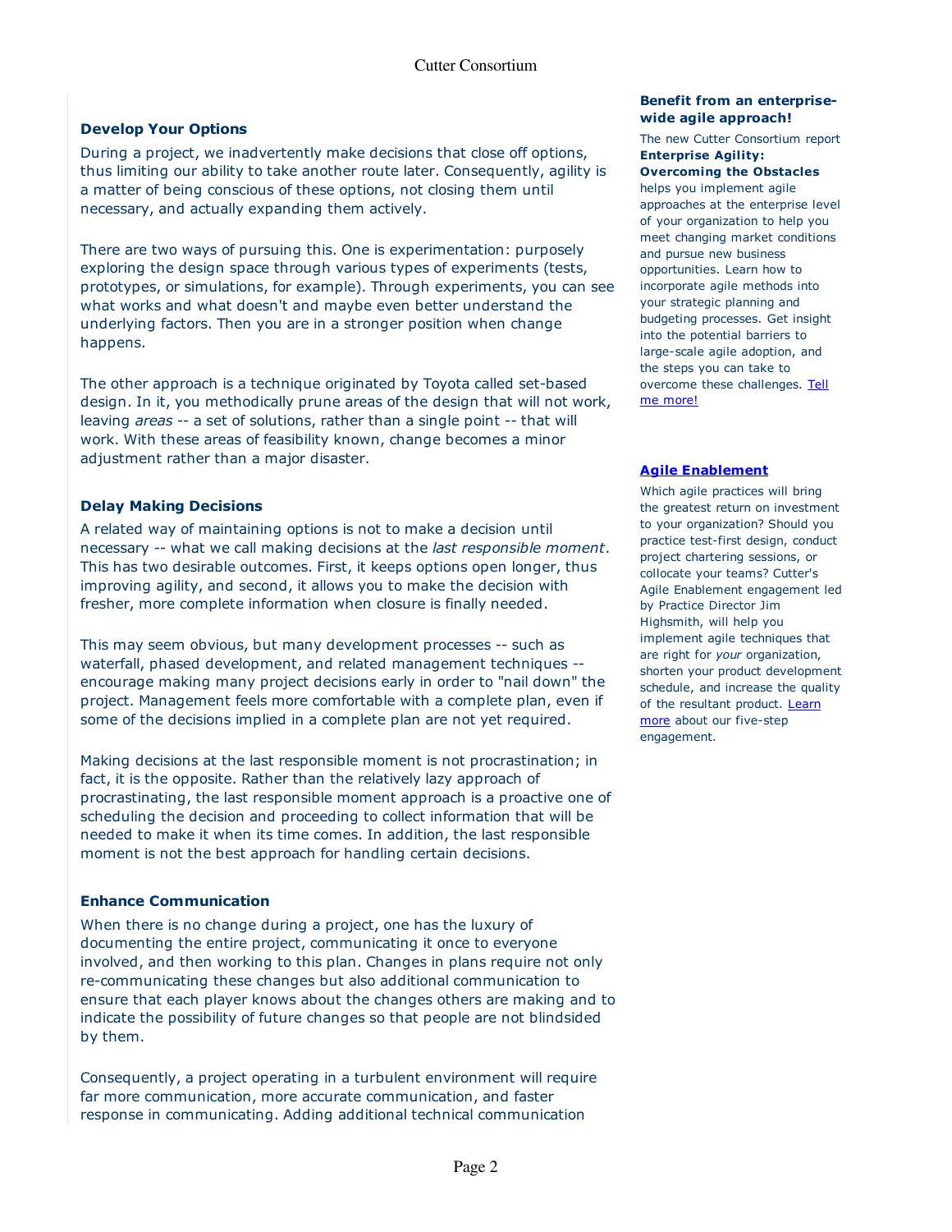### Develop Your Options

During a project, we inadvertently make decisions that close off options, thus limiting our ability to take another route later. Consequently, agility is a matter of being conscious of these options, not closing them until necessary, and actually expanding them actively.

There are two ways of pursuing this. One is experimentation: purposely exploring the design space through various types of experiments (tests, prototypes, or simulations, for example). Through experiments, you can see what works and what doesn't and maybe even better understand the underlying factors. Then you are in a stronger position when change happens.

The other approach is a technique originated by Toyota called set-based design. In it, you methodically prune areas of the design that will not work, leaving *areas* -- a set of solutions, rather than a single point -- that will work. With these areas of feasibility known, change becomes a minor adjustment rather than a major disaster.

### Delay Making Decisions

A related way of maintaining options is not to make a decision until necessary -- what we call making decisions at the *last responsible moment*. This has two desirable outcomes. First, it keeps options open longer, thus improving agility, and second, it allows you to make the decision with fresher, more complete information when closure is finally needed.

This may seem obvious, but many development processes -- such as waterfall, phased development, and related management techniques -- encourage making many project decisions early in order to "nail down" the project. Management feels more comfortable with a complete plan, even if some of the decisions implied in a complete plan are not yet required.

Making decisions at the last responsible moment is not procrastination; in fact, it is the opposite. Rather than the relatively lazy approach of procrastinating, the last responsible moment approach is a proactive one of scheduling the decision and proceeding to collect information that will be needed to make it when its time comes. In addition, the last responsible moment is not the best approach for handling certain decisions.

### Enhance Communication

When there is no change during a project, one has the luxury of documenting the entire project, communicating it once to everyone involved, and then working to this plan. Changes in plans require not only re-communicating these changes but also additional communication to ensure that each player knows about the changes others are making and to indicate the possibility of future changes so that people are not blindsided by them.

Consequently, a project operating in a turbulent environment will require far more communication, more accurate communication, and faster response in communicating. Adding additional technical communication

**Benefit from an enterprise-wide agile approach!**

The new Cutter Consortium report **Enterprise Agility: Overcoming the Obstacles** helps you implement agile approaches at the enterprise level of your organization to help you meet changing market conditions and pursue new business opportunities. Learn how to incorporate agile methods into your strategic planning and budgeting processes. Get insight into the potential barriers to large-scale agile adoption, and the steps you can take to overcome these challenges. Tell me more!

**Agile Enablement**

Which agile practices will bring the greatest return on investment to your organization? Should you practice test-first design, conduct project chartering sessions, or collocate your teams? Cutter's Agile Enablement engagement led by Practice Director Jim Highsmith, will help you implement agile techniques that are right for *your* organization, shorten your product development schedule, and increase the quality of the resultant product. Learn more about our five-step engagement.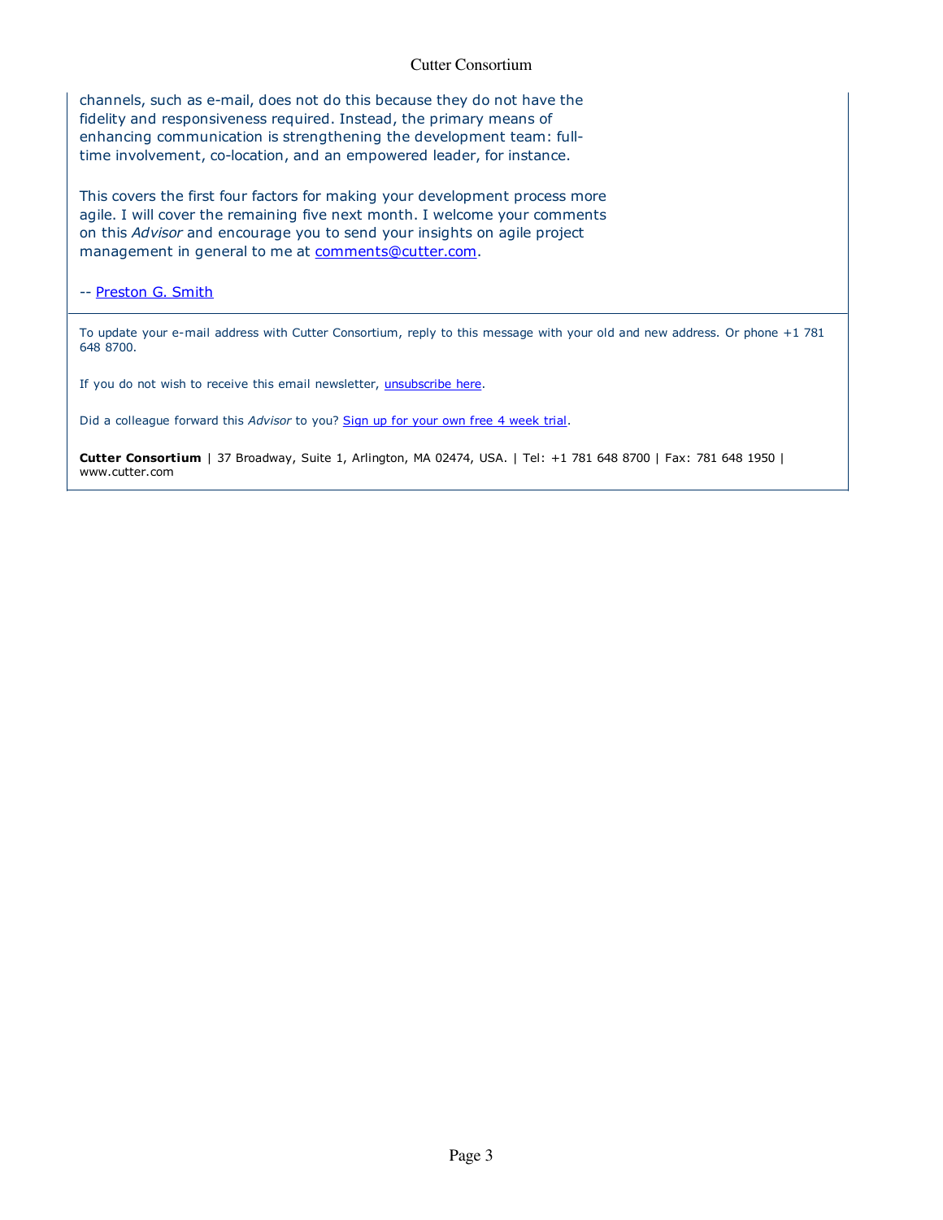channels, such as e-mail, does not do this because they do not have the fidelity and responsiveness required. Instead, the primary means of enhancing communication is strengthening the development team: full-time involvement, co-location, and an empowered leader, for instance.

This covers the first four factors for making your development process more agile. I will cover the remaining five next month. I welcome your comments on this *Advisor* and encourage you to send your insights on agile project management in general to me at comments@cutter.com.

-- Preston G. Smith

---

To update your e-mail address with Cutter Consortium, reply to this message with your old and new address. Or phone +1 781 648 8700.

If you do not wish to receive this email newsletter, unsubscribe here.

Did a colleague forward this *Advisor* to you? Sign up for your own free 4 week trial.

**Cutter Consortium** | 37 Broadway, Suite 1, Arlington, MA 02474, USA. | Tel: +1 781 648 8700 | Fax: 781 648 1950 | www.cutter.com